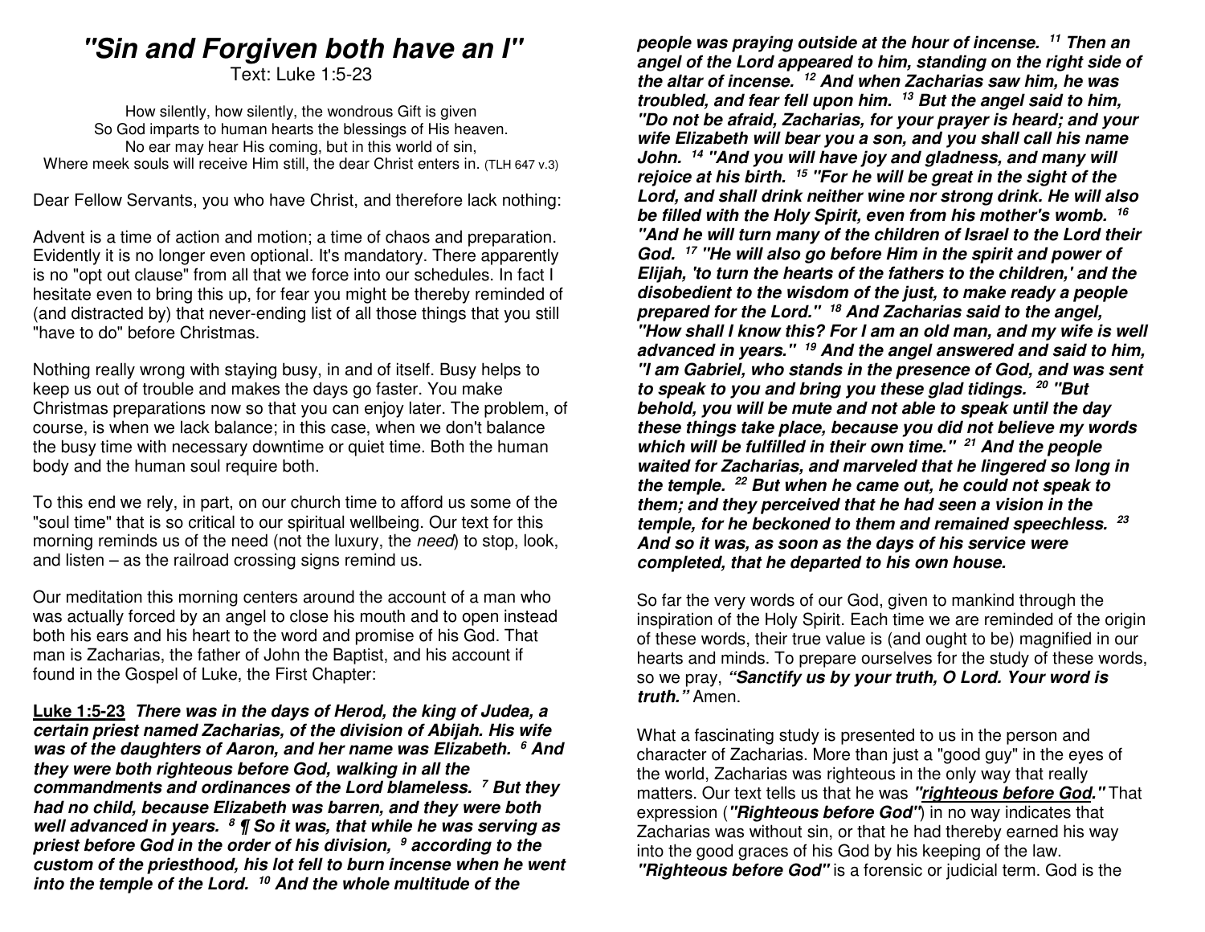# "Sin and Forgiven both have an I"

Text: Luke 1:5-23

How silently, how silently, the wondrous Gift is given
So God imparts to human hearts the blessings of His heaven.
No ear may hear His coming, but in this world of sin,
Where meek souls will receive Him still, the dear Christ enters in. (TLH 647 v.3)

Dear Fellow Servants, you who have Christ, and therefore lack nothing:

Advent is a time of action and motion; a time of chaos and preparation. Evidently it is no longer even optional. It's mandatory. There apparently is no "opt out clause" from all that we force into our schedules. In fact I hesitate even to bring this up, for fear you might be thereby reminded of (and distracted by) that never-ending list of all those things that you still "have to do" before Christmas.

Nothing really wrong with staying busy, in and of itself. Busy helps to keep us out of trouble and makes the days go faster. You make Christmas preparations now so that you can enjoy later. The problem, of course, is when we lack balance; in this case, when we don't balance the busy time with necessary downtime or quiet time. Both the human body and the human soul require both.

To this end we rely, in part, on our church time to afford us some of the "soul time" that is so critical to our spiritual wellbeing. Our text for this morning reminds us of the need (not the luxury, the *need*) to stop, look, and listen – as the railroad crossing signs remind us.

Our meditation this morning centers around the account of a man who was actually forced by an angel to close his mouth and to open instead both his ears and his heart to the word and promise of his God. That man is Zacharias, the father of John the Baptist, and his account if found in the Gospel of Luke, the First Chapter:

**Luke 1:5-23** ***There was in the days of Herod, the king of Judea, a certain priest named Zacharias, of the division of Abijah. His wife was of the daughters of Aaron, and her name was Elizabeth. [6] And they were both righteous before God, walking in all the commandments and ordinances of the Lord blameless. [7] But they had no child, because Elizabeth was barren, and they were both well advanced in years. [8] ¶ So it was, that while he was serving as priest before God in the order of his division, [9] according to the custom of the priesthood, his lot fell to burn incense when he went into the temple of the Lord. [10] And the whole multitude of the people was praying outside at the hour of incense. [11] Then an angel of the Lord appeared to him, standing on the right side of the altar of incense. [12] And when Zacharias saw him, he was troubled, and fear fell upon him. [13] But the angel said to him, "Do not be afraid, Zacharias, for your prayer is heard; and your wife Elizabeth will bear you a son, and you shall call his name John. [14] "And you will have joy and gladness, and many will rejoice at his birth. [15] "For he will be great in the sight of the Lord, and shall drink neither wine nor strong drink. He will also be filled with the Holy Spirit, even from his mother's womb. [16] "And he will turn many of the children of Israel to the Lord their God. [17] "He will also go before Him in the spirit and power of Elijah, 'to turn the hearts of the fathers to the children,' and the disobedient to the wisdom of the just, to make ready a people prepared for the Lord." [18] And Zacharias said to the angel, "How shall I know this? For I am an old man, and my wife is well advanced in years." [19] And the angel answered and said to him, "I am Gabriel, who stands in the presence of God, and was sent to speak to you and bring you these glad tidings. [20] "But behold, you will be mute and not able to speak until the day these things take place, because you did not believe my words which will be fulfilled in their own time." [21] And the people waited for Zacharias, and marveled that he lingered so long in the temple. [22] But when he came out, he could not speak to them; and they perceived that he had seen a vision in the temple, for he beckoned to them and remained speechless. [23] And so it was, as soon as the days of his service were completed, that he departed to his own house.***

So far the very words of our God, given to mankind through the inspiration of the Holy Spirit. Each time we are reminded of the origin of these words, their true value is (and ought to be) magnified in our hearts and minds. To prepare ourselves for the study of these words, so we pray, ***"Sanctify us by your truth, O Lord. Your word is truth."*** Amen.

What a fascinating study is presented to us in the person and character of Zacharias. More than just a "good guy" in the eyes of the world, Zacharias was righteous in the only way that really matters. Our text tells us that he was ***"righteous before God."*** That expression (***"Righteous before God"***) in no way indicates that Zacharias was without sin, or that he had thereby earned his way into the good graces of his God by his keeping of the law. ***"Righteous before God"*** is a forensic or judicial term. God is the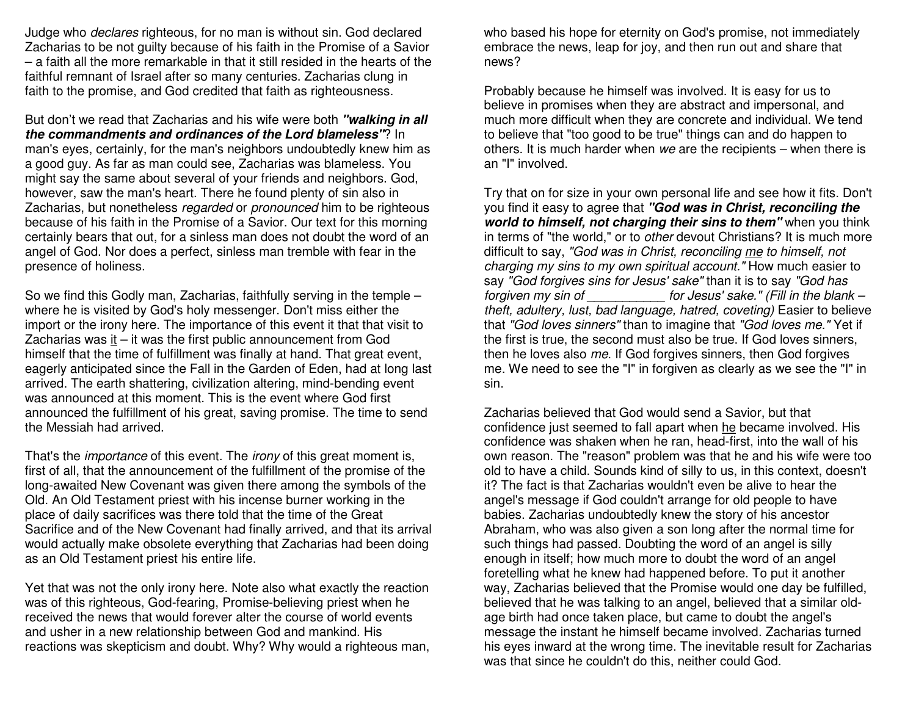Judge who *declares* righteous, for no man is without sin. God declared Zacharias to be not guilty because of his faith in the Promise of a Savior – a faith all the more remarkable in that it still resided in the hearts of the faithful remnant of Israel after so many centuries. Zacharias clung in faith to the promise, and God credited that faith as righteousness.

But don't we read that Zacharias and his wife were both ***"walking in all the commandments and ordinances of the Lord blameless"***? In man's eyes, certainly, for the man's neighbors undoubtedly knew him as a good guy. As far as man could see, Zacharias was blameless. You might say the same about several of your friends and neighbors. God, however, saw the man's heart. There he found plenty of sin also in Zacharias, but nonetheless *regarded* or *pronounced* him to be righteous because of his faith in the Promise of a Savior. Our text for this morning certainly bears that out, for a sinless man does not doubt the word of an angel of God. Nor does a perfect, sinless man tremble with fear in the presence of holiness.

So we find this Godly man, Zacharias, faithfully serving in the temple – where he is visited by God's holy messenger. Don't miss either the import or the irony here. The importance of this event it that that visit to Zacharias was it – it was the first public announcement from God himself that the time of fulfillment was finally at hand. That great event, eagerly anticipated since the Fall in the Garden of Eden, had at long last arrived. The earth shattering, civilization altering, mind-bending event was announced at this moment. This is the event where God first announced the fulfillment of his great, saving promise. The time to send the Messiah had arrived.

That's the *importance* of this event. The *irony* of this great moment is, first of all, that the announcement of the fulfillment of the promise of the long-awaited New Covenant was given there among the symbols of the Old. An Old Testament priest with his incense burner working in the place of daily sacrifices was there told that the time of the Great Sacrifice and of the New Covenant had finally arrived, and that its arrival would actually make obsolete everything that Zacharias had been doing as an Old Testament priest his entire life.

Yet that was not the only irony here. Note also what exactly the reaction was of this righteous, God-fearing, Promise-believing priest when he received the news that would forever alter the course of world events and usher in a new relationship between God and mankind. His reactions was skepticism and doubt. Why? Why would a righteous man, who based his hope for eternity on God's promise, not immediately embrace the news, leap for joy, and then run out and share that news?

Probably because he himself was involved. It is easy for us to believe in promises when they are abstract and impersonal, and much more difficult when they are concrete and individual. We tend to believe that "too good to be true" things can and do happen to others. It is much harder when *we* are the recipients – when there is an "I" involved.

Try that on for size in your own personal life and see how it fits. Don't you find it easy to agree that ***"God was in Christ, reconciling the world to himself, not charging their sins to them"*** when you think in terms of "the world," or to *other* devout Christians? It is much more difficult to say, *"God was in Christ, reconciling me to himself, not charging my sins to my own spiritual account."* How much easier to say *"God forgives sins for Jesus' sake"* than it is to say *"God has forgiven my sin of ___________ for Jesus' sake." (Fill in the blank – theft, adultery, lust, bad language, hatred, coveting)* Easier to believe that *"God loves sinners"* than to imagine that *"God loves me."* Yet if the first is true, the second must also be true. If God loves sinners, then he loves also *me*. If God forgives sinners, then God forgives me. We need to see the "I" in forgiven as clearly as we see the "I" in sin.

Zacharias believed that God would send a Savior, but that confidence just seemed to fall apart when he became involved. His confidence was shaken when he ran, head-first, into the wall of his own reason. The "reason" problem was that he and his wife were too old to have a child. Sounds kind of silly to us, in this context, doesn't it? The fact is that Zacharias wouldn't even be alive to hear the angel's message if God couldn't arrange for old people to have babies. Zacharias undoubtedly knew the story of his ancestor Abraham, who was also given a son long after the normal time for such things had passed. Doubting the word of an angel is silly enough in itself; how much more to doubt the word of an angel foretelling what he knew had happened before. To put it another way, Zacharias believed that the Promise would one day be fulfilled, believed that he was talking to an angel, believed that a similar old-age birth had once taken place, but came to doubt the angel's message the instant he himself became involved. Zacharias turned his eyes inward at the wrong time. The inevitable result for Zacharias was that since he couldn't do this, neither could God.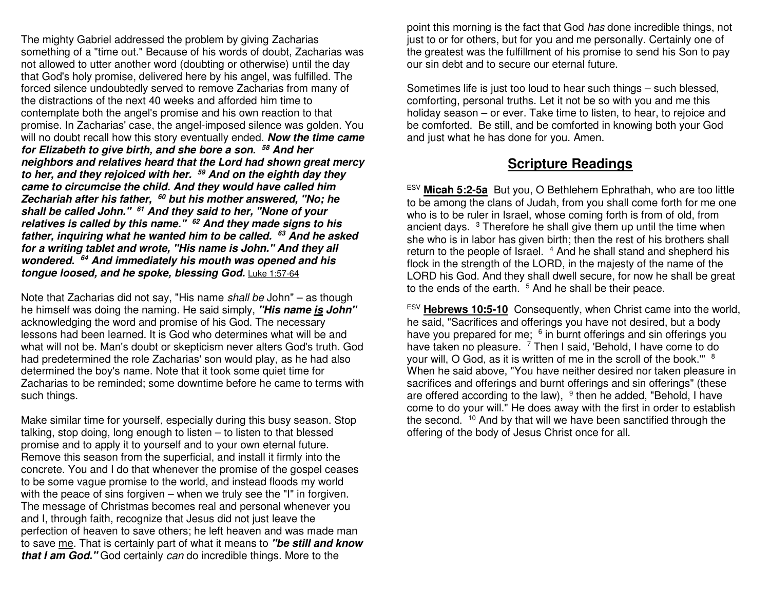The mighty Gabriel addressed the problem by giving Zacharias something of a "time out." Because of his words of doubt, Zacharias was not allowed to utter another word (doubting or otherwise) until the day that God's holy promise, delivered here by his angel, was fulfilled. The forced silence undoubtedly served to remove Zacharias from many of the distractions of the next 40 weeks and afforded him time to contemplate both the angel's promise and his own reaction to that promise. In Zacharias' case, the angel-imposed silence was golden. You will no doubt recall how this story eventually ended. ***Now the time came for Elizabeth to give birth, and she bore a son.*** [58] ***And her neighbors and relatives heard that the Lord had shown great mercy to her, and they rejoiced with her.*** [59] ***And on the eighth day they came to circumcise the child. And they would have called him Zechariah after his father,*** [60] ***but his mother answered, "No; he shall be called John."*** [61] ***And they said to her, "None of your relatives is called by this name."*** [62] ***And they made signs to his father, inquiring what he wanted him to be called.*** [63] ***And he asked for a writing tablet and wrote, "His name is John." And they all wondered.*** [64] ***And immediately his mouth was opened and his tongue loosed, and he spoke, blessing God.*** <u>Luke 1:57-64</u>

Note that Zacharias did not say, "His name *shall be* John" – as though he himself was doing the naming. He said simply, ***"His name <u>is</u> John"*** acknowledging the word and promise of his God. The necessary lessons had been learned. It is God who determines what will be and what will not be. Man's doubt or skepticism never alters God's truth. God had predetermined the role Zacharias' son would play, as he had also determined the boy's name. Note that it took some quiet time for Zacharias to be reminded; some downtime before he came to terms with such things.

Make similar time for yourself, especially during this busy season. Stop talking, stop doing, long enough to listen – to listen to that blessed promise and to apply it to yourself and to your own eternal future. Remove this season from the superficial, and install it firmly into the concrete. You and I do that whenever the promise of the gospel ceases to be some vague promise to the world, and instead floods <u>my</u> world with the peace of sins forgiven – when we truly see the "I" in forgiven. The message of Christmas becomes real and personal whenever you and I, through faith, recognize that Jesus did not just leave the perfection of heaven to save others; he left heaven and was made man to save <u>me</u>. That is certainly part of what it means to ***"be still and know that I am God."*** God certainly *can* do incredible things. More to the point this morning is the fact that God *has* done incredible things, not just to or for others, but for you and me personally. Certainly one of the greatest was the fulfillment of his promise to send his Son to pay our sin debt and to secure our eternal future.

Sometimes life is just too loud to hear such things – such blessed, comforting, personal truths. Let it not be so with you and me this holiday season – or ever. Take time to listen, to hear, to rejoice and be comforted. Be still, and be comforted in knowing both your God and just what he has done for you. Amen.

## <u>Scripture Readings</u>

ESV **<u>Micah 5:2-5a</u>** But you, O Bethlehem Ephrathah, who are too little to be among the clans of Judah, from you shall come forth for me one who is to be ruler in Israel, whose coming forth is from of old, from ancient days. [3] Therefore he shall give them up until the time when she who is in labor has given birth; then the rest of his brothers shall return to the people of Israel. [4] And he shall stand and shepherd his flock in the strength of the LORD, in the majesty of the name of the LORD his God. And they shall dwell secure, for now he shall be great to the ends of the earth. [5] And he shall be their peace.

ESV **<u>Hebrews 10:5-10</u>** Consequently, when Christ came into the world, he said, "Sacrifices and offerings you have not desired, but a body have you prepared for me; [6] in burnt offerings and sin offerings you have taken no pleasure. [7] Then I said, 'Behold, I have come to do your will, O God, as it is written of me in the scroll of the book.'" [8] When he said above, "You have neither desired nor taken pleasure in sacrifices and offerings and burnt offerings and sin offerings" (these are offered according to the law), [9] then he added, "Behold, I have come to do your will." He does away with the first in order to establish the second. [10] And by that will we have been sanctified through the offering of the body of Jesus Christ once for all.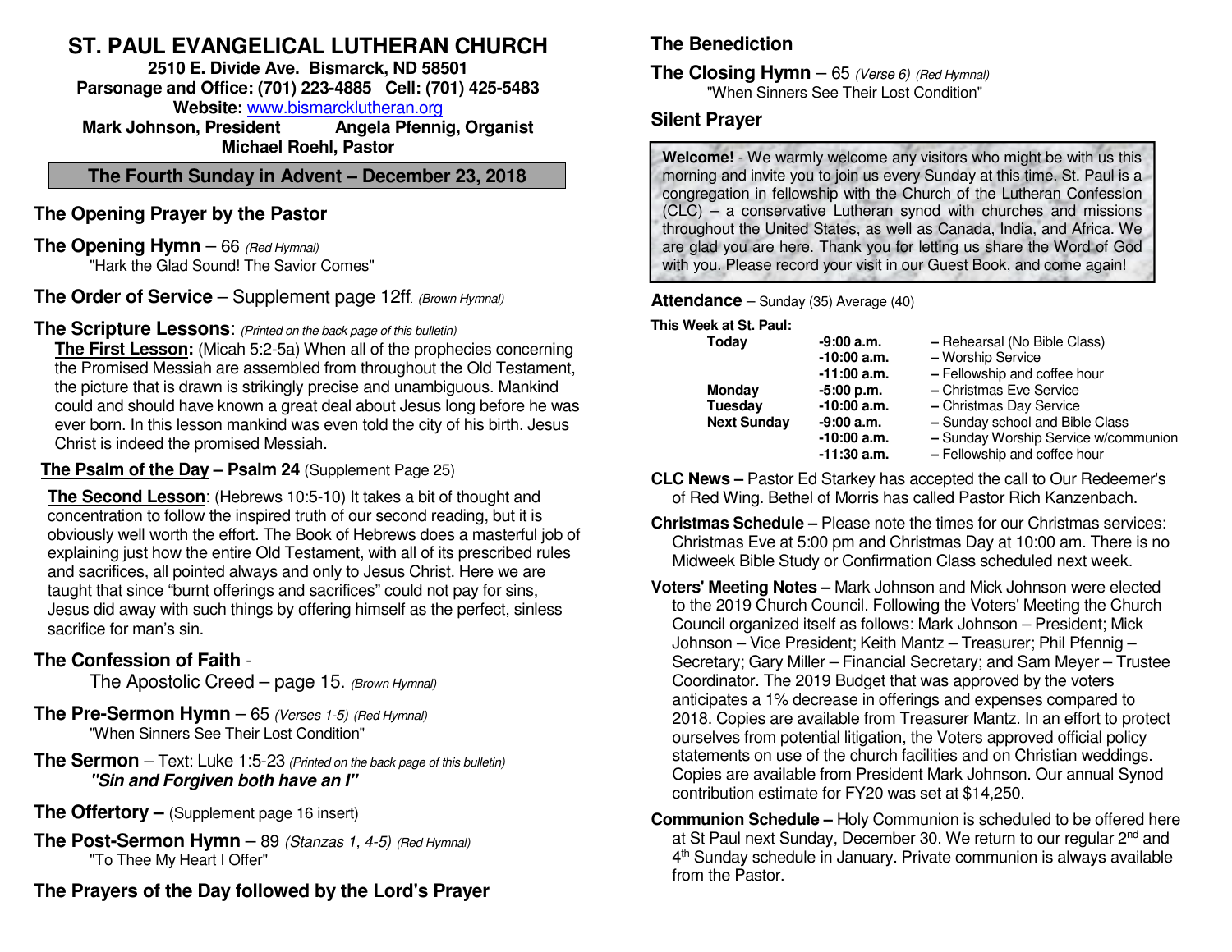# ST. PAUL EVANGELICAL LUTHERAN CHURCH

**2510 E. Divide Ave. Bismarck, ND 58501**
**Parsonage and Office: (701) 223-4885 Cell: (701) 425-5483**
**Website: www.bismarcklutheran.org**
**Mark Johnson, President Angela Pfennig, Organist**
**Michael Roehl, Pastor**

## The Fourth Sunday in Advent – December 23, 2018

### The Opening Prayer by the Pastor

### The Opening Hymn – 66 *(Red Hymnal)*

"Hark the Glad Sound! The Savior Comes"

### The Order of Service – Supplement page 12ff. *(Brown Hymnal)*

### The Scripture Lessons: *(Printed on the back page of this bulletin)*

**The First Lesson:** (Micah 5:2-5a) When all of the prophecies concerning the Promised Messiah are assembled from throughout the Old Testament, the picture that is drawn is strikingly precise and unambiguous. Mankind could and should have known a great deal about Jesus long before he was ever born. In this lesson mankind was even told the city of his birth. Jesus Christ is indeed the promised Messiah.

**The Psalm of the Day – Psalm 24** (Supplement Page 25)

**The Second Lesson**: (Hebrews 10:5-10) It takes a bit of thought and concentration to follow the inspired truth of our second reading, but it is obviously well worth the effort. The Book of Hebrews does a masterful job of explaining just how the entire Old Testament, with all of its prescribed rules and sacrifices, all pointed always and only to Jesus Christ. Here we are taught that since "burnt offerings and sacrifices" could not pay for sins, Jesus did away with such things by offering himself as the perfect, sinless sacrifice for man's sin.

### The Confession of Faith -

The Apostolic Creed – page 15. *(Brown Hymnal)*

### The Pre-Sermon Hymn – 65 *(Verses 1-5) (Red Hymnal)*

"When Sinners See Their Lost Condition"

### The Sermon – Text: Luke 1:5-23 *(Printed on the back page of this bulletin)*

***"Sin and Forgiven both have an I"***

### The Offertory – (Supplement page 16 insert)

### The Post-Sermon Hymn – 89 *(Stanzas 1, 4-5) (Red Hymnal)*

"To Thee My Heart I Offer"

### The Prayers of the Day followed by the Lord's Prayer

### The Benediction

### The Closing Hymn – 65 *(Verse 6) (Red Hymnal)*

"When Sinners See Their Lost Condition"

### Silent Prayer

**Welcome!** - We warmly welcome any visitors who might be with us this morning and invite you to join us every Sunday at this time. St. Paul is a congregation in fellowship with the Church of the Lutheran Confession (CLC) – a conservative Lutheran synod with churches and missions throughout the United States, as well as Canada, India, and Africa. We are glad you are here. Thank you for letting us share the Word of God with you. Please record your visit in our Guest Book, and come again!

**Attendance** – Sunday (35) Average (40)

**This Week at St. Paul:**

| | | |
|---|---|---|
| **Today** | **-9:00 a.m.** | – Rehearsal (No Bible Class) |
| | **-10:00 a.m.** | – Worship Service |
| | **-11:00 a.m.** | – Fellowship and coffee hour |
| **Monday** | **-5:00 p.m.** | – Christmas Eve Service |
| **Tuesday** | **-10:00 a.m.** | – Christmas Day Service |
| **Next Sunday** | **-9:00 a.m.** | – Sunday school and Bible Class |
| | **-10:00 a.m.** | – Sunday Worship Service w/communion |
| | **-11:30 a.m.** | – Fellowship and coffee hour |

**CLC News –** Pastor Ed Starkey has accepted the call to Our Redeemer's of Red Wing. Bethel of Morris has called Pastor Rich Kanzenbach.

**Christmas Schedule –** Please note the times for our Christmas services: Christmas Eve at 5:00 pm and Christmas Day at 10:00 am. There is no Midweek Bible Study or Confirmation Class scheduled next week.

**Voters' Meeting Notes –** Mark Johnson and Mick Johnson were elected to the 2019 Church Council. Following the Voters' Meeting the Church Council organized itself as follows: Mark Johnson – President; Mick Johnson – Vice President; Keith Mantz – Treasurer; Phil Pfennig – Secretary; Gary Miller – Financial Secretary; and Sam Meyer – Trustee Coordinator. The 2019 Budget that was approved by the voters anticipates a 1% decrease in offerings and expenses compared to 2018. Copies are available from Treasurer Mantz. In an effort to protect ourselves from potential litigation, the Voters approved official policy statements on use of the church facilities and on Christian weddings. Copies are available from President Mark Johnson. Our annual Synod contribution estimate for FY20 was set at $14,250.

**Communion Schedule –** Holy Communion is scheduled to be offered here at St Paul next Sunday, December 30. We return to our regular 2nd and 4th Sunday schedule in January. Private communion is always available from the Pastor.